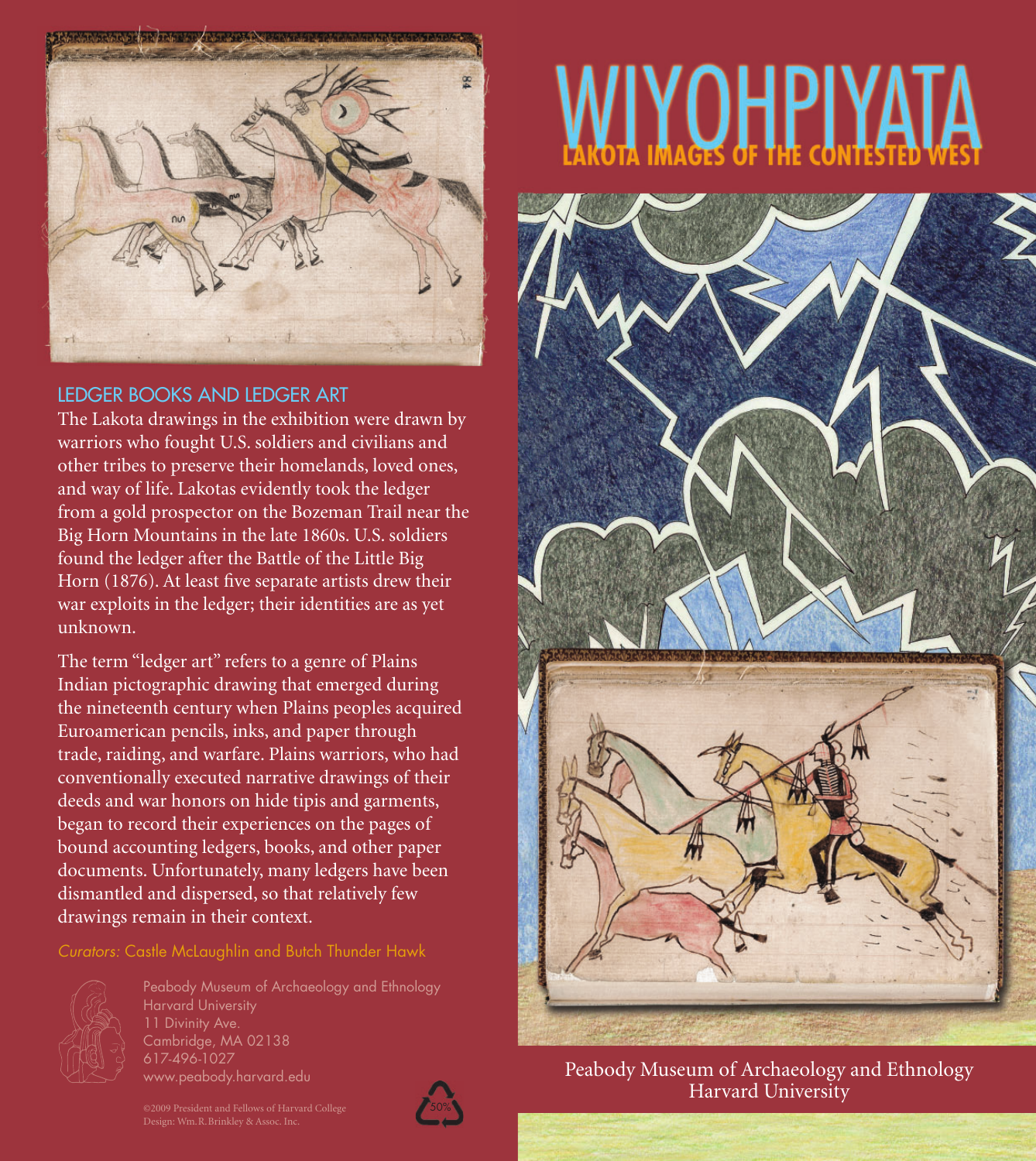# WIYOHPIYATA

## LAKOTA IMAGES OF THE CONTESTED WEST

Peabody Museum of Archaeology and Ethnology
Harvard University

## LEDGER BOOKS AND LEDGER ART

The Lakota drawings in the exhibition were drawn by warriors who fought U.S. soldiers and civilians and other tribes to preserve their homelands, loved ones, and way of life. Lakotas evidently took the ledger from a gold prospector on the Bozeman Trail near the Big Horn Mountains in the late 1860s. U.S. soldiers found the ledger after the Battle of the Little Big Horn (1876). At least five separate artists drew their war exploits in the ledger; their identities are as yet unknown.

The term "ledger art" refers to a genre of Plains Indian pictographic drawing that emerged during the nineteenth century when Plains peoples acquired Euroamerican pencils, inks, and paper through trade, raiding, and warfare. Plains warriors, who had conventionally executed narrative drawings of their deeds and war honors on hide tipis and garments, began to record their experiences on the pages of bound accounting ledgers, books, and other paper documents. Unfortunately, many ledgers have been dismantled and dispersed, so that relatively few drawings remain in their context.

*Curators:* Castle McLaughlin and Butch Thunder Hawk

Peabody Museum of Archaeology and Ethnology
Harvard University
11 Divinity Ave.
Cambridge, MA 02138
617-496-1027
www.peabody.harvard.edu

©2009 President and Fellows of Harvard College
Design: Wm.R.Brinkley & Assoc. Inc.

50%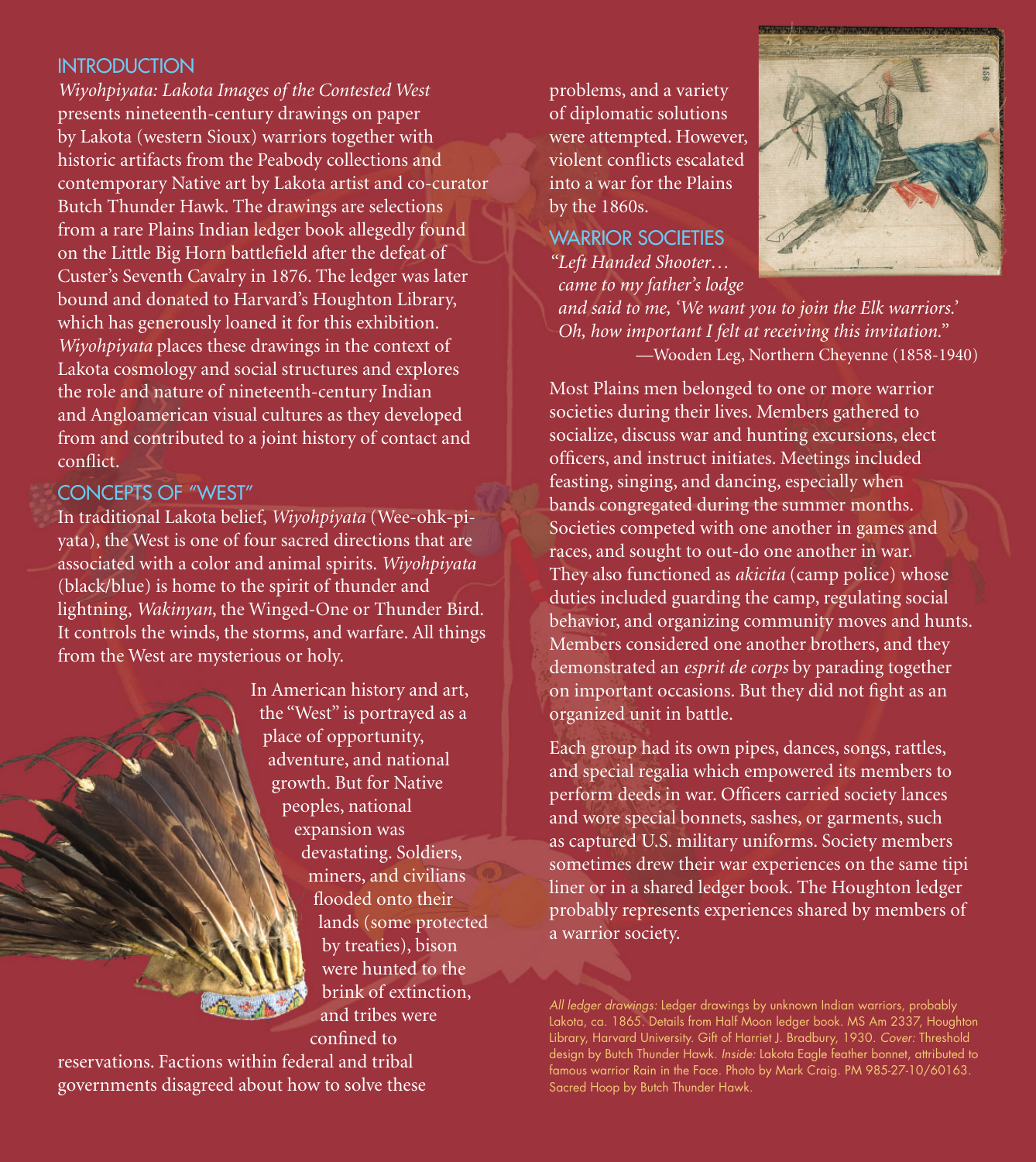## INTRODUCTION

*Wiyohpiyata: Lakota Images of the Contested West* presents nineteenth-century drawings on paper by Lakota (western Sioux) warriors together with historic artifacts from the Peabody collections and contemporary Native art by Lakota artist and co-curator Butch Thunder Hawk. The drawings are selections from a rare Plains Indian ledger book allegedly found on the Little Big Horn battlefield after the defeat of Custer's Seventh Cavalry in 1876. The ledger was later bound and donated to Harvard's Houghton Library, which has generously loaned it for this exhibition. *Wiyohpiyata* places these drawings in the context of Lakota cosmology and social structures and explores the role and nature of nineteenth-century Indian and Angloamerican visual cultures as they developed from and contributed to a joint history of contact and conflict.

## CONCEPTS OF "WEST"

In traditional Lakota belief, *Wiyohpiyata* (Wee-ohk-pi-yata), the West is one of four sacred directions that are associated with a color and animal spirits. *Wiyohpiyata* (black/blue) is home to the spirit of thunder and lightning, *Wakinyan*, the Winged-One or Thunder Bird. It controls the winds, the storms, and warfare. All things from the West are mysterious or holy.

In American history and art, the "West" is portrayed as a place of opportunity, adventure, and national growth. But for Native peoples, national expansion was devastating. Soldiers, miners, and civilians flooded onto their lands (some protected by treaties), bison were hunted to the brink of extinction, and tribes were confined to reservations. Factions within federal and tribal governments disagreed about how to solve these problems, and a variety of diplomatic solutions were attempted. However, violent conflicts escalated into a war for the Plains by the 1860s.

## WARRIOR SOCIETIES

*"Left Handed Shooter… came to my father's lodge and said to me, 'We want you to join the Elk warriors.' Oh, how important I felt at receiving this invitation."*

—Wooden Leg, Northern Cheyenne (1858-1940)

Most Plains men belonged to one or more warrior societies during their lives. Members gathered to socialize, discuss war and hunting excursions, elect officers, and instruct initiates. Meetings included feasting, singing, and dancing, especially when bands congregated during the summer months. Societies competed with one another in games and races, and sought to out-do one another in war. They also functioned as *akicita* (camp police) whose duties included guarding the camp, regulating social behavior, and organizing community moves and hunts. Members considered one another brothers, and they demonstrated an *esprit de corps* by parading together on important occasions. But they did not fight as an organized unit in battle.

Each group had its own pipes, dances, songs, rattles, and special regalia which empowered its members to perform deeds in war. Officers carried society lances and wore special bonnets, sashes, or garments, such as captured U.S. military uniforms. Society members sometimes drew their war experiences on the same tipi liner or in a shared ledger book. The Houghton ledger probably represents experiences shared by members of a warrior society.

*All ledger drawings:* Ledger drawings by unknown Indian warriors, probably Lakota, ca. 1865. Details from Half Moon ledger book. MS Am 2337, Houghton Library, Harvard University. Gift of Harriet J. Bradbury, 1930. *Cover:* Threshold design by Butch Thunder Hawk. *Inside:* Lakota Eagle feather bonnet, attributed to famous warrior Rain in the Face. Photo by Mark Craig. PM 985-27-10/60163. Sacred Hoop by Butch Thunder Hawk.